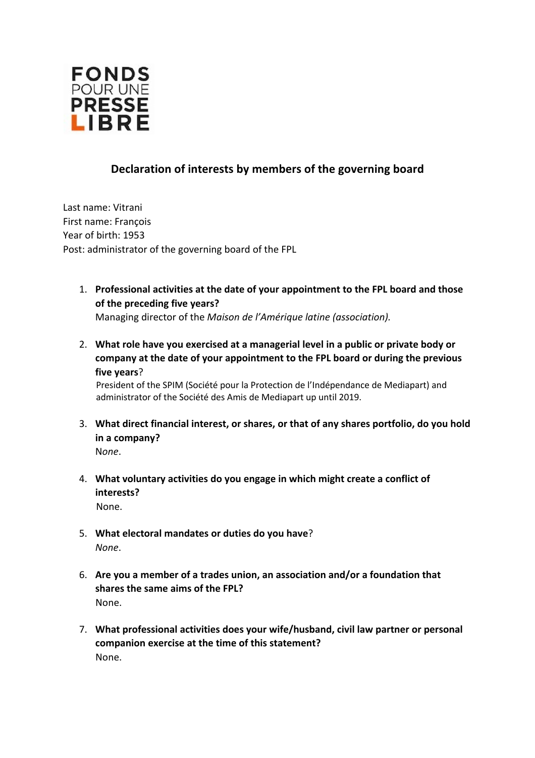FONDS
POUR UNE
PRESSE
LIBRE

## Declaration of interests by members of the governing board

Last name: Vitrani
First name: François
Year of birth: 1953
Post: administrator of the governing board of the FPL

1. **Professional activities at the date of your appointment to the FPL board and those of the preceding five years?**
   Managing director of the *Maison de l'Amérique latine (association).*

2. **What role have you exercised at a managerial level in a public or private body or company at the date of your appointment to the FPL board or during the previous five years**?
   President of the SPIM (Société pour la Protection de l'Indépendance de Mediapart) and administrator of the Société des Amis de Mediapart up until 2019.

3. **What direct financial interest, or shares, or that of any shares portfolio, do you hold in a company?**
   No*ne*.

4. **What voluntary activities do you engage in which might create a conflict of interests?**
   None.

5. **What electoral mandates or duties do you have**?
   *None*.

6. **Are you a member of a trades union, an association and/or a foundation that shares the same aims of the FPL?**
   None.

7. **What professional activities does your wife/husband, civil law partner or personal companion exercise at the time of this statement?**
   None.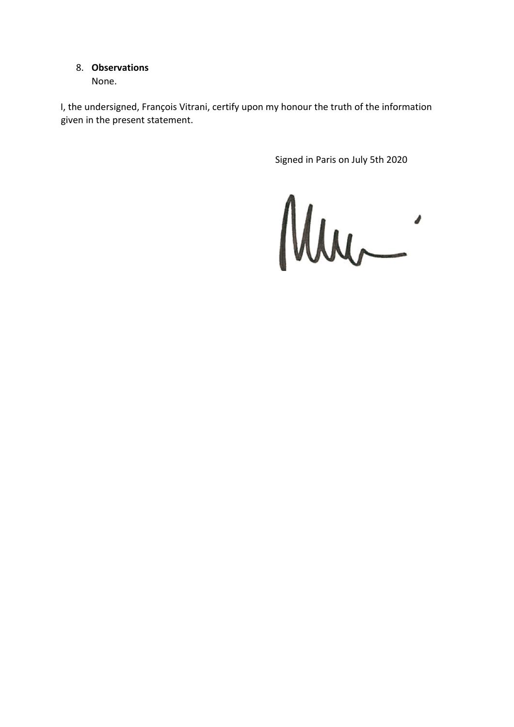8. **Observations**
   None.

I, the undersigned, François Vitrani, certify upon my honour the truth of the information given in the present statement.

Signed in Paris on July 5th 2020